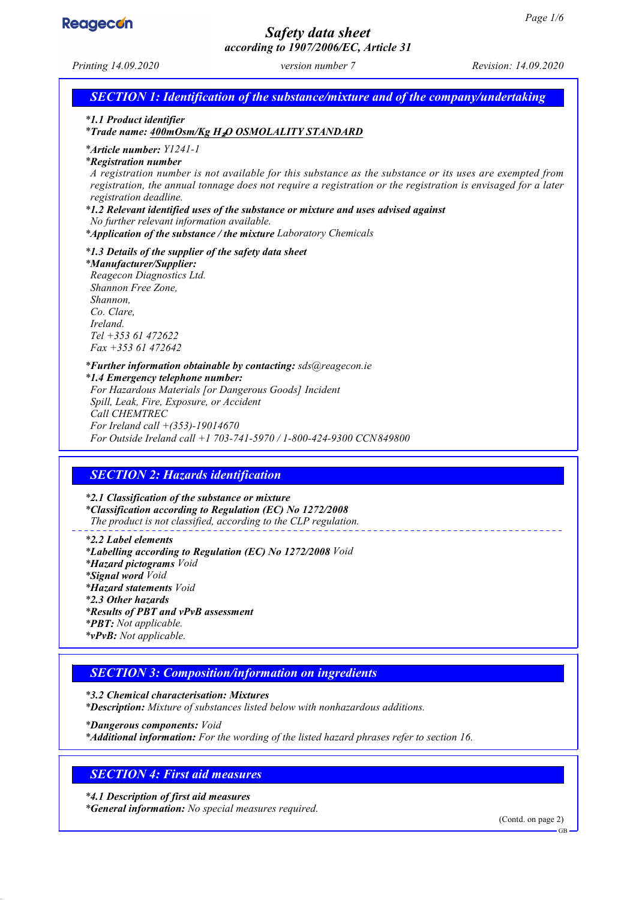# Safety data sheet

*according to 1907/2006/EC, Article 31*

*Printing 14.09.2020* *version number 7* *Revision: 14.09.2020*

## SECTION 1: Identification of the substance/mixture and of the company/undertaking

**\*1.1 Product identifier**

**\*Trade name: 400mOsm/Kg $H_2O$ OSMOLALITY STANDARD**

**\*Article number:** Y1241-1

**\*Registration number**

A registration number is not available for this substance as the substance or its uses are exempted from registration, the annual tonnage does not require a registration or the registration is envisaged for a later registration deadline.

**\*1.2 Relevant identified uses of the substance or mixture and uses advised against**

No further relevant information available.

**\*Application of the substance / the mixture** Laboratory Chemicals

**\*1.3 Details of the supplier of the safety data sheet**

**\*Manufacturer/Supplier:**

Reagecon Diagnostics Ltd.
Shannon Free Zone,
Shannon,
Co. Clare,
Ireland.
Tel +353 61 472622
Fax +353 61 472642

**\*Further information obtainable by contacting:** sds@reagecon.ie

**\*1.4 Emergency telephone number:**

For Hazardous Materials [or Dangerous Goods] Incident
Spill, Leak, Fire, Exposure, or Accident
Call CHEMTREC
For Ireland call +(353)-19014670
For Outside Ireland call +1 703-741-5970 / 1-800-424-9300 CCN849800

## SECTION 2: Hazards identification

**\*2.1 Classification of the substance or mixture**

**\*Classification according to Regulation (EC) No 1272/2008**

The product is not classified, according to the CLP regulation.

**\*2.2 Label elements**

**\*Labelling according to Regulation (EC) No 1272/2008** Void

**\*Hazard pictograms** Void

**\*Signal word** Void

**\*Hazard statements** Void

**\*2.3 Other hazards**

**\*Results of PBT and vPvB assessment**

**\*PBT:** Not applicable.

**\*vPvB:** Not applicable.

## SECTION 3: Composition/information on ingredients

**\*3.2 Chemical characterisation: Mixtures**

**\*Description:** Mixture of substances listed below with nonhazardous additions.

**\*Dangerous components:** Void

**\*Additional information:** For the wording of the listed hazard phrases refer to section 16.

## SECTION 4: First aid measures

**\*4.1 Description of first aid measures**

**\*General information:** No special measures required.

(Contd. on page 2)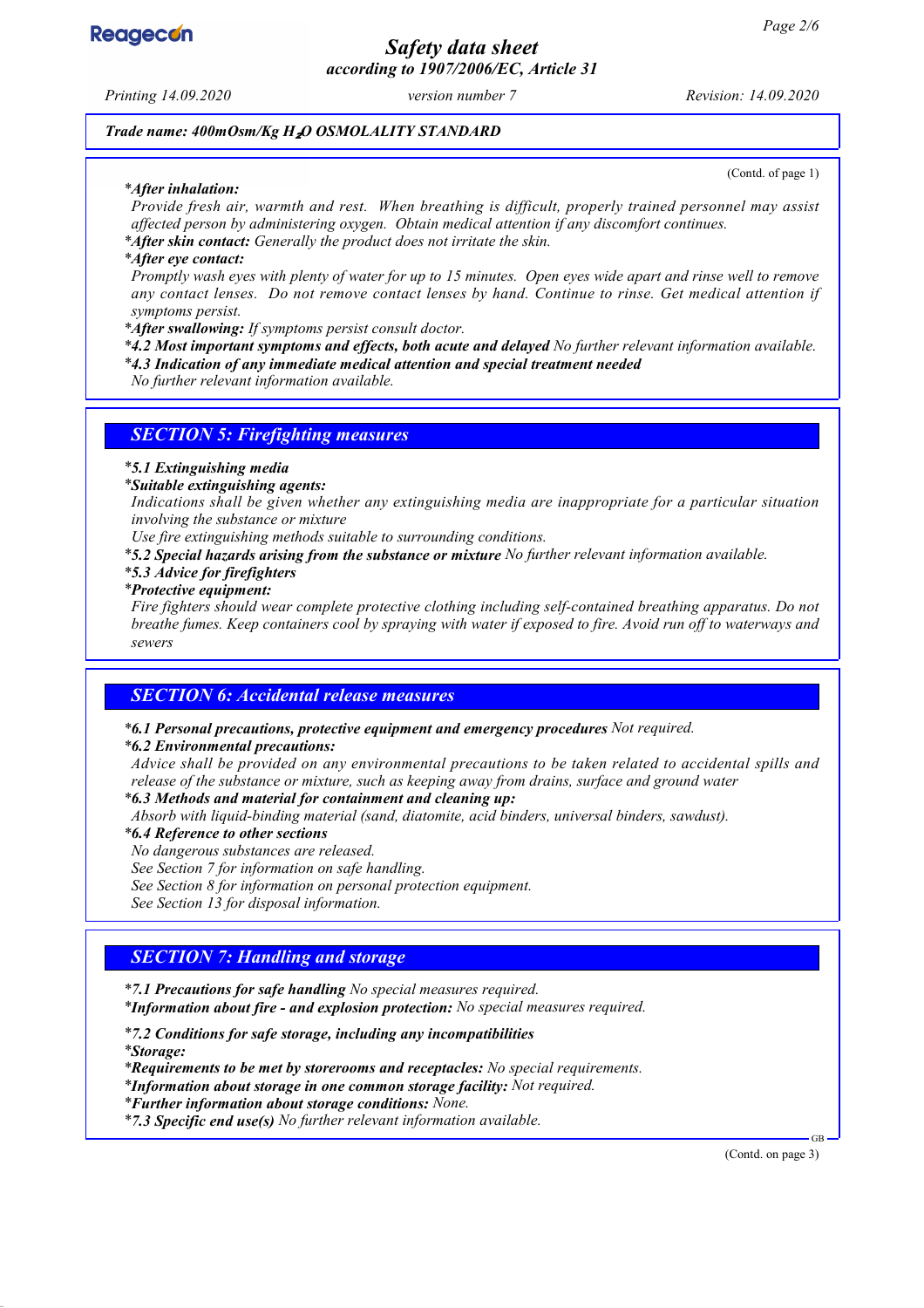## Trade name: 400mOsm/Kg $H_2O$ OSMOLALITY STANDARD

(Contd. of page 1)

*__After inhalation:__*
*Provide fresh air, warmth and rest. When breathing is difficult, properly trained personnel may assist affected person by administering oxygen. Obtain medical attention if any discomfort continues.*

*__After skin contact:__ Generally the product does not irritate the skin.*

*__After eye contact:__*
*Promptly wash eyes with plenty of water for up to 15 minutes. Open eyes wide apart and rinse well to remove any contact lenses. Do not remove contact lenses by hand. Continue to rinse. Get medical attention if symptoms persist.*

*__After swallowing:__ If symptoms persist consult doctor.*

*__4.2 Most important symptoms and effects, both acute and delayed__ No further relevant information available.*

*__4.3 Indication of any immediate medical attention and special treatment needed__*
*No further relevant information available.*

## SECTION 5: Firefighting measures

*__5.1 Extinguishing media__*

*__Suitable extinguishing agents:__*
*Indications shall be given whether any extinguishing media are inappropriate for a particular situation involving the substance or mixture*
*Use fire extinguishing methods suitable to surrounding conditions.*

*__5.2 Special hazards arising from the substance or mixture__ No further relevant information available.*

*__5.3 Advice for firefighters__*

*__Protective equipment:__*
*Fire fighters should wear complete protective clothing including self-contained breathing apparatus. Do not breathe fumes. Keep containers cool by spraying with water if exposed to fire. Avoid run off to waterways and sewers*

## SECTION 6: Accidental release measures

*__6.1 Personal precautions, protective equipment and emergency procedures__ Not required.*

*__6.2 Environmental precautions:__*
*Advice shall be provided on any environmental precautions to be taken related to accidental spills and release of the substance or mixture, such as keeping away from drains, surface and ground water*

*__6.3 Methods and material for containment and cleaning up:__*
*Absorb with liquid-binding material (sand, diatomite, acid binders, universal binders, sawdust).*

*__6.4 Reference to other sections__*
*No dangerous substances are released.*
*See Section 7 for information on safe handling.*
*See Section 8 for information on personal protection equipment.*
*See Section 13 for disposal information.*

## SECTION 7: Handling and storage

*__7.1 Precautions for safe handling__ No special measures required.*

*__Information about fire - and explosion protection:__ No special measures required.*

*__7.2 Conditions for safe storage, including any incompatibilities__*

*__Storage:__*

*__Requirements to be met by storerooms and receptacles:__ No special requirements.*

*__Information about storage in one common storage facility:__ Not required.*

*__Further information about storage conditions:__ None.*

*__7.3 Specific end use(s)__ No further relevant information available.*

(Contd. on page 3)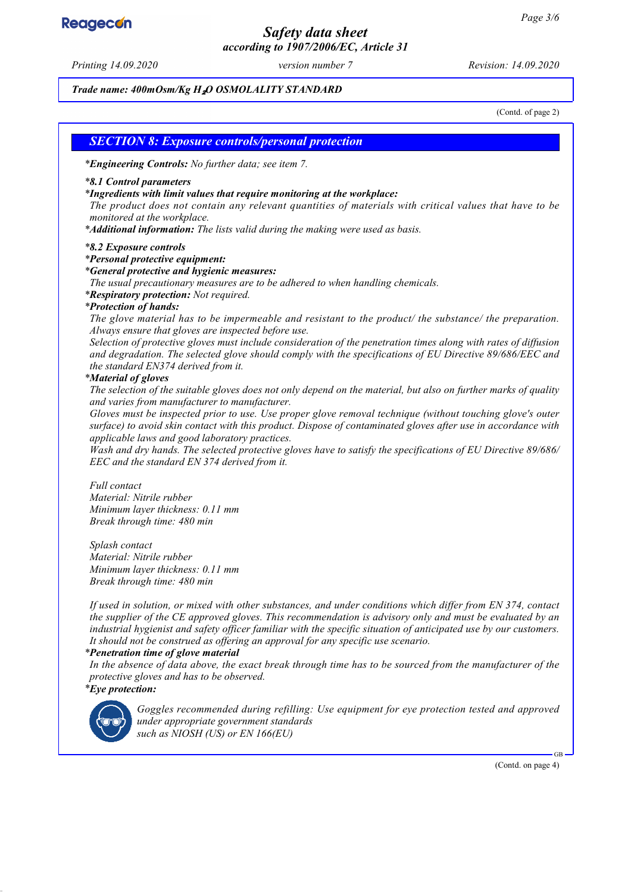## SECTION 8: Exposure controls/personal protection

***Engineering Controls:** No further data; see item 7.*

***8.1 Control parameters***

***Ingredients with limit values that require monitoring at the workplace:***

*The product does not contain any relevant quantities of materials with critical values that have to be monitored at the workplace.*

***Additional information:** The lists valid during the making were used as basis.*

***8.2 Exposure controls***

***Personal protective equipment:***

***General protective and hygienic measures:***

*The usual precautionary measures are to be adhered to when handling chemicals.*

***Respiratory protection:** Not required.*

***Protection of hands:***

*The glove material has to be impermeable and resistant to the product/ the substance/ the preparation. Always ensure that gloves are inspected before use.*

*Selection of protective gloves must include consideration of the penetration times along with rates of diffusion and degradation. The selected glove should comply with the specifications of EU Directive 89/686/EEC and the standard EN374 derived from it.*

***Material of gloves***

*The selection of the suitable gloves does not only depend on the material, but also on further marks of quality and varies from manufacturer to manufacturer.*

*Gloves must be inspected prior to use. Use proper glove removal technique (without touching glove's outer surface) to avoid skin contact with this product. Dispose of contaminated gloves after use in accordance with applicable laws and good laboratory practices.*

*Wash and dry hands. The selected protective gloves have to satisfy the specifications of EU Directive 89/686/ EEC and the standard EN 374 derived from it.*

*Full contact*
*Material: Nitrile rubber*
*Minimum layer thickness: 0.11 mm*
*Break through time: 480 min*

*Splash contact*
*Material: Nitrile rubber*
*Minimum layer thickness: 0.11 mm*
*Break through time: 480 min*

*If used in solution, or mixed with other substances, and under conditions which differ from EN 374, contact the supplier of the CE approved gloves. This recommendation is advisory only and must be evaluated by an industrial hygienist and safety officer familiar with the specific situation of anticipated use by our customers. It should not be construed as offering an approval for any specific use scenario.*

***Penetration time of glove material***

*In the absence of data above, the exact break through time has to be sourced from the manufacturer of the protective gloves and has to be observed.*

***Eye protection:***

*Goggles recommended during refilling: Use equipment for eye protection tested and approved under appropriate government standards such as NIOSH (US) or EN 166(EU)*

(Contd. on page 4)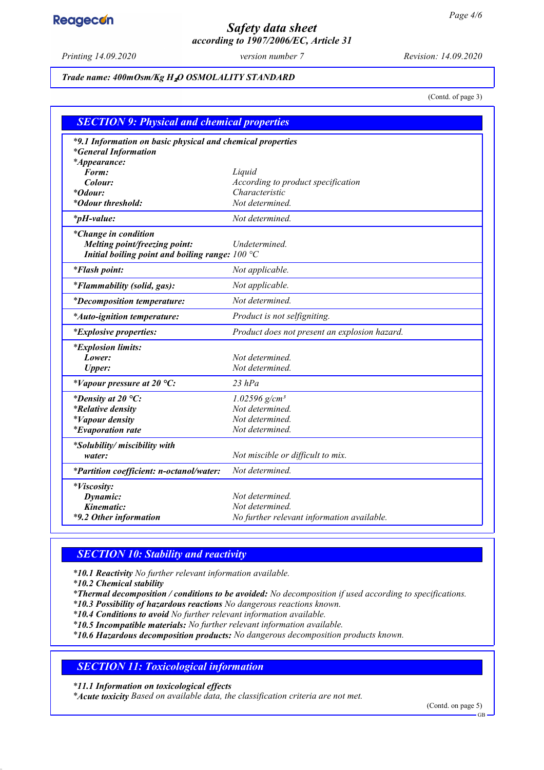*Trade name: 400mOsm/Kg $H_2O$ OSMOLALITY STANDARD*

(Contd. of page 3)

## SECTION 9: Physical and chemical properties

| | |
|---|---|
| ***9.1 Information on basic physical and chemical properties** | |
| ***General Information** | |
| ***Appearance:** | |
| **Form:** | Liquid |
| **Colour:** | According to product specification |
| ***Odour:** | Characteristic |
| ***Odour threshold:** | Not determined. |
| ***pH-value:** | Not determined. |
| ***Change in condition** | |
| **Melting point/freezing point:** | Undetermined. |
| **Initial boiling point and boiling range:** | 100 °C |
| ***Flash point:** | Not applicable. |
| ***Flammability (solid, gas):** | Not applicable. |
| ***Decomposition temperature:** | Not determined. |
| ***Auto-ignition temperature:** | Product is not selfigniting. |
| ***Explosive properties:** | Product does not present an explosion hazard. |
| ***Explosion limits:** | |
| **Lower:** | Not determined. |
| **Upper:** | Not determined. |
| ***Vapour pressure at 20 °C:** | 23 hPa |
| ***Density at 20 °C:** | 1.02596 g/cm³ |
| ***Relative density** | Not determined. |
| ***Vapour density** | Not determined. |
| ***Evaporation rate** | Not determined. |
| ***Solubility/ miscibility with water:** | Not miscible or difficult to mix. |
| ***Partition coefficient: n-octanol/water:** | Not determined. |
| ***Viscosity:** | |
| **Dynamic:** | Not determined. |
| **Kinematic:** | Not determined. |
| ***9.2 Other information** | No further relevant information available. |

## SECTION 10: Stability and reactivity

***10.1 Reactivity** No further relevant information available.
***10.2 Chemical stability**
***Thermal decomposition / conditions to be avoided:** No decomposition if used according to specifications.
***10.3 Possibility of hazardous reactions** No dangerous reactions known.
***10.4 Conditions to avoid** No further relevant information available.
***10.5 Incompatible materials:** No further relevant information available.
***10.6 Hazardous decomposition products:** No dangerous decomposition products known.

## SECTION 11: Toxicological information

***11.1 Information on toxicological effects**
***Acute toxicity** Based on available data, the classification criteria are not met.

(Contd. on page 5)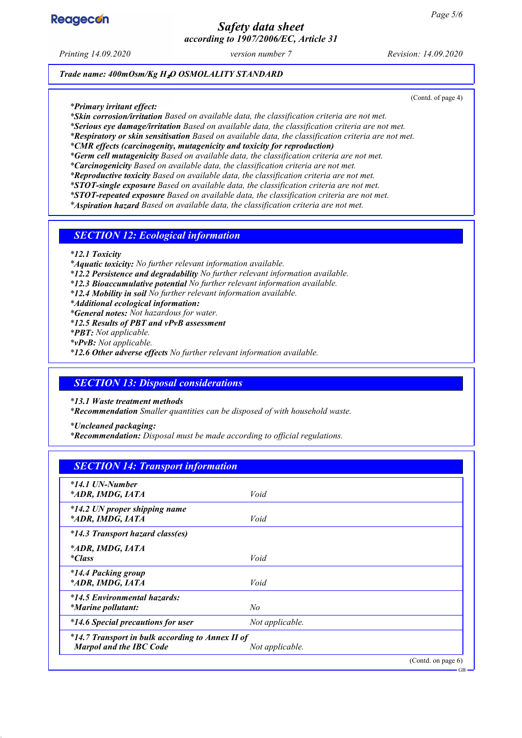(Contd. of page 4)

*Primary irritant effect:*
***Skin corrosion/irritation** Based on available data, the classification criteria are not met.*
***Serious eye damage/irritation** Based on available data, the classification criteria are not met.*
***Respiratory or skin sensitisation** Based on available data, the classification criteria are not met.*
***CMR effects (carcinogenity, mutagenicity and toxicity for reproduction)***
***Germ cell mutagenicity** Based on available data, the classification criteria are not met.*
***Carcinogenicity** Based on available data, the classification criteria are not met.*
***Reproductive toxicity** Based on available data, the classification criteria are not met.*
***STOT-single exposure** Based on available data, the classification criteria are not met.*
***STOT-repeated exposure** Based on available data, the classification criteria are not met.*
***Aspiration hazard** Based on available data, the classification criteria are not met.*

## SECTION 12: Ecological information

***12.1 Toxicity***
***Aquatic toxicity:** No further relevant information available.*
***12.2 Persistence and degradability** No further relevant information available.*
***12.3 Bioaccumulative potential** No further relevant information available.*
***12.4 Mobility in soil** No further relevant information available.*
***Additional ecological information:***
***General notes:** Not hazardous for water.*
***12.5 Results of PBT and vPvB assessment***
***PBT:** Not applicable.*
***vPvB:** Not applicable.*
***12.6 Other adverse effects** No further relevant information available.*

## SECTION 13: Disposal considerations

***13.1 Waste treatment methods***
***Recommendation** Smaller quantities can be disposed of with household waste.*

***Uncleaned packaging:***
***Recommendation:** Disposal must be made according to official regulations.*

## SECTION 14: Transport information

| | |
|---|---|
| ***14.1 UN-Number*** <br> ***ADR, IMDG, IATA*** | *Void* |
| ***14.2 UN proper shipping name*** <br> ***ADR, IMDG, IATA*** | *Void* |
| ***14.3 Transport hazard class(es)*** <br> ***ADR, IMDG, IATA*** <br> ***Class*** | *Void* |
| ***14.4 Packing group*** <br> ***ADR, IMDG, IATA*** | *Void* |
| ***14.5 Environmental hazards:*** <br> ***Marine pollutant:*** | *No* |
| ***14.6 Special precautions for user*** | *Not applicable.* |
| ***14.7 Transport in bulk according to Annex II of Marpol and the IBC Code*** | *Not applicable.* |

(Contd. on page 6)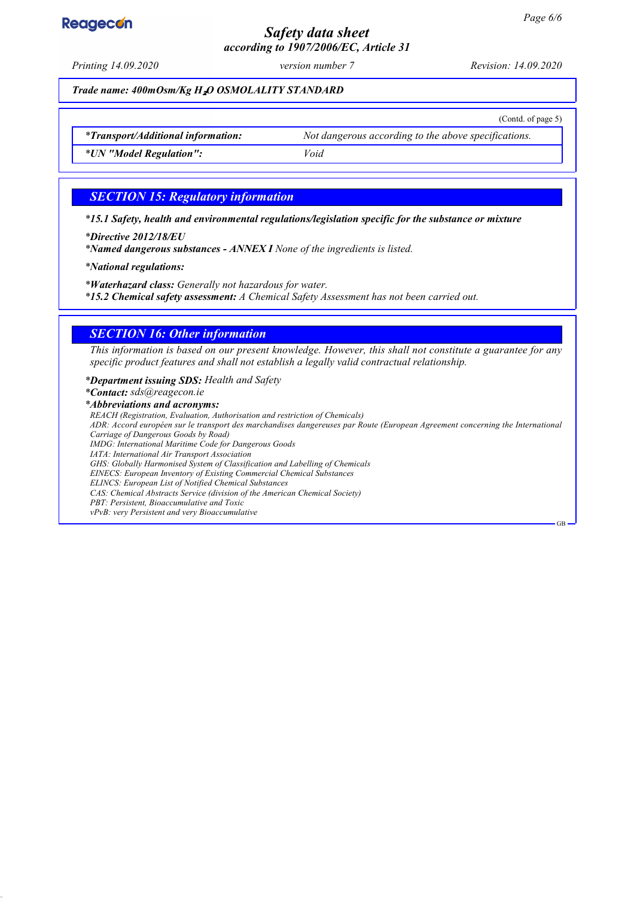*Trade name: 400mOsm/Kg $H_2O$ OSMOLALITY STANDARD*

(Contd. of page 5)

| | |
|---|---|
| *\*Transport/Additional information:* | *Not dangerous according to the above specifications.* |
| *\*UN "Model Regulation":* | *Void* |

## *SECTION 15: Regulatory information*

*\*15.1 Safety, health and environmental regulations/legislation specific for the substance or mixture*

*\*Directive 2012/18/EU*

*\*Named dangerous substances - ANNEX I* *None of the ingredients is listed.*

*\*National regulations:*

*\*Waterhazard class:* *Generally not hazardous for water.*

*\*15.2 Chemical safety assessment:* *A Chemical Safety Assessment has not been carried out.*

## *SECTION 16: Other information*

*This information is based on our present knowledge. However, this shall not constitute a guarantee for any specific product features and shall not establish a legally valid contractual relationship.*

*\*Department issuing SDS:* *Health and Safety*

*\*Contact:* *sds@reagecon.ie*

*\*Abbreviations and acronyms:*

*REACH (Registration, Evaluation, Authorisation and restriction of Chemicals)*
*ADR: Accord européen sur le transport des marchandises dangereuses par Route (European Agreement concerning the International Carriage of Dangerous Goods by Road)*
*IMDG: International Maritime Code for Dangerous Goods*
*IATA: International Air Transport Association*
*GHS: Globally Harmonised System of Classification and Labelling of Chemicals*
*EINECS: European Inventory of Existing Commercial Chemical Substances*
*ELINCS: European List of Notified Chemical Substances*
*CAS: Chemical Abstracts Service (division of the American Chemical Society)*
*PBT: Persistent, Bioaccumulative and Toxic*
*vPvB: very Persistent and very Bioaccumulative*